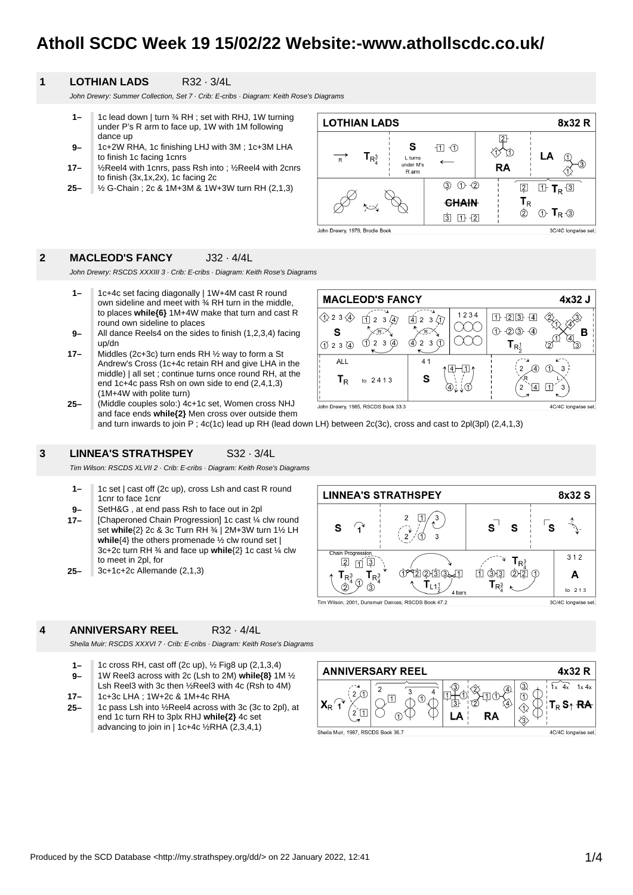# Atholl SCDC Week 19 15/02/22 Website:-www.athollscdc.co.uk/

## 1 LOTHIAN LADS R32 · 3/4L

*John Drewry: Summer Collection, Set 7 · Crib: E-cribs · Diagram: Keith Rose's Diagrams*

- **1–** 1c lead down | turn ¾ RH ; set with RHJ, 1W turning under P's R arm to face up, 1W with 1M following dance up
- **9–** 1c+2W RHA, 1c finishing LHJ with 3M ; 1c+3M LHA to finish 1c facing 1cnrs
- **17–** ½Reel4 with 1cnrs, pass Rsh into ; ½Reel4 with 2cnrs to finish (3x,1x,2x), 1c facing 2c
- **25–** ½ G-Chain ; 2c & 1M+3M & 1W+3W turn RH (2,1,3)

## 2 MACLEOD'S FANCY J32 · 4/4L

*John Drewry: RSCDS XXXIII 3 · Crib: E-cribs · Diagram: Keith Rose's Diagrams*

- **1–** 1c+4c set facing diagonally | 1W+4M cast R round own sideline and meet with ¾ RH turn in the middle, to places **while{6}** 1M+4W make that turn and cast R round own sideline to places
- **9–** All dance Reels4 on the sides to finish (1,2,3,4) facing up/dn
- **17–** Middles (2c+3c) turn ends RH ½ way to form a St Andrew's Cross (1c+4c retain RH and give LHA in the middle) | all set ; continue turns once round RH, at the end 1c+4c pass Rsh on own side to end (2,4,1,3) (1M+4W with polite turn)
- **25–** (Middle couples solo:) 4c+1c set, Women cross NHJ and face ends **while{2}** Men cross over outside them and turn inwards to join P ; 4c(1c) lead up RH (lead down LH) between 2c(3c), cross and cast to 2pl(3pl) (2,4,1,3)

## 3 LINNEA'S STRATHSPEY S32 · 3/4L

*Tim Wilson: RSCDS XLVII 2 · Crib: E-cribs · Diagram: Keith Rose's Diagrams*

- **1–** 1c set | cast off (2c up), cross Lsh and cast R round 1cnr to face 1cnr
- **9–** SetH&G , at end pass Rsh to face out in 2pl
- **17–** [Chaperoned Chain Progression] 1c cast ¼ clw round set **while**{2} 2c & 3c Turn RH ¾ | 2M+3W turn 1½ LH **while**{4} the others promenade ½ clw round set | 3c+2c turn RH ¾ and face up **while**{2} 1c cast ¼ clw to meet in 2pl, for
- **25–** 3c+1c+2c Allemande (2,1,3)

## 4 ANNIVERSARY REEL R32 · 4/4L

*Sheila Muir: RSCDS XXXVI 7 · Crib: E-cribs · Diagram: Keith Rose's Diagrams*

- **1–** 1c cross RH, cast off (2c up), ½ Fig8 up (2,1,3,4)
- **9–** 1W Reel3 across with 2c (Lsh to 2M) **while{8}** 1M ½ Lsh Reel3 with 3c then ½Reel3 with 4c (Rsh to 4M)
- **17–** 1c+3c LHA ; 1W+2c & 1M+4c RHA
- **25–** 1c pass Lsh into ½Reel4 across with 3c (3c to 2pl), at end 1c turn RH to 3plx RHJ **while{2}** 4c set advancing to join in | 1c+4c ½RHA (2,3,4,1)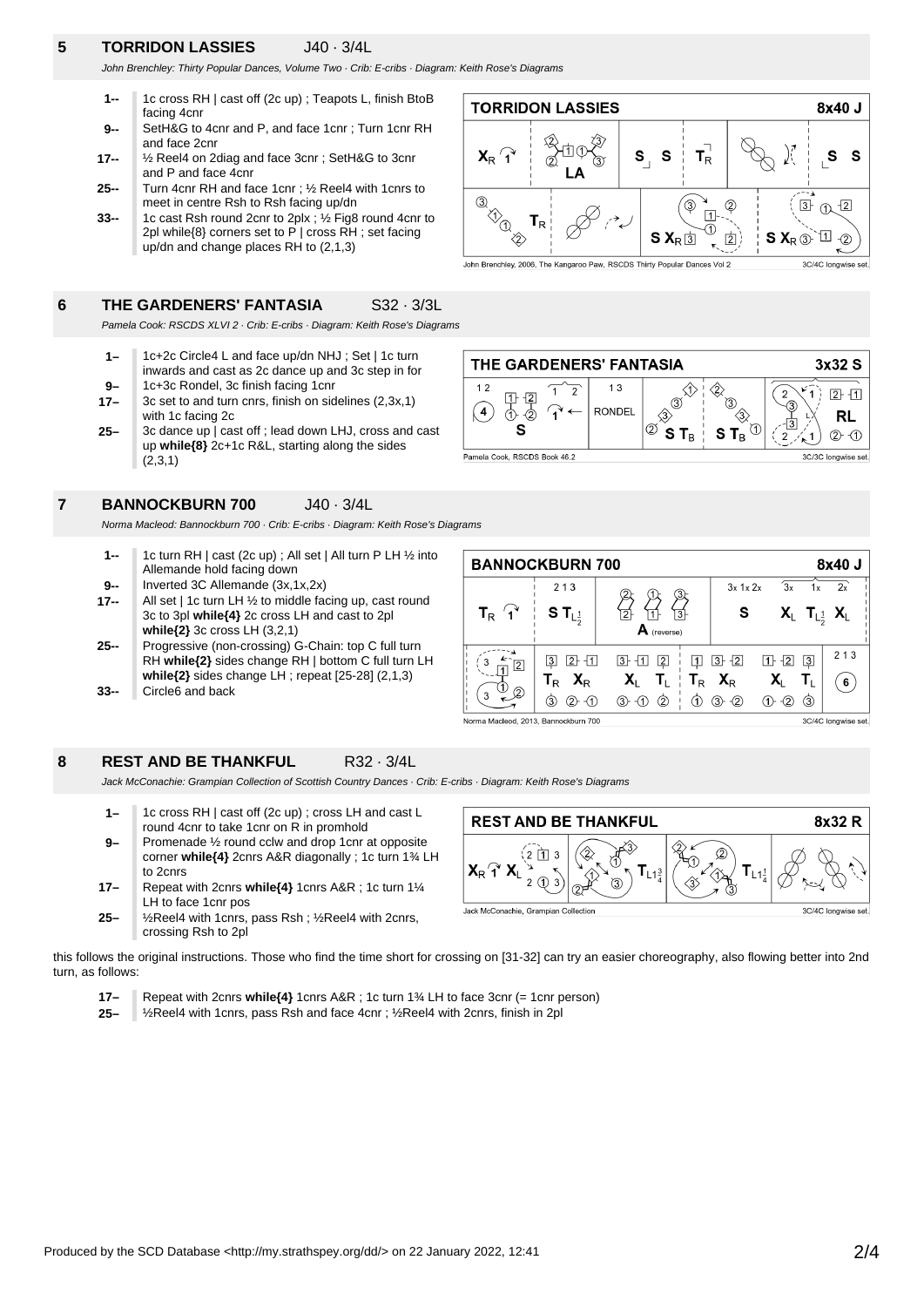## 5 TORRIDON LASSIES J40 · 3/4L

*John Brenchley: Thirty Popular Dances, Volume Two · Crib: E-cribs · Diagram: Keith Rose's Diagrams*

- **1--** 1c cross RH | cast off (2c up) ; Teapots L, finish BtoB facing 4cnr
- **9--** SetH&G to 4cnr and P, and face 1cnr ; Turn 1cnr RH and face 2cnr
- **17--** ½ Reel4 on 2diag and face 3cnr ; SetH&G to 3cnr and P and face 4cnr
- **25--** Turn 4cnr RH and face 1cnr ; ½ Reel4 with 1cnrs to meet in centre Rsh to Rsh facing up/dn
- **33--** 1c cast Rsh round 2cnr to 2plx ; ½ Fig8 round 4cnr to 2pl while{8} corners set to P | cross RH ; set facing up/dn and change places RH to (2,1,3)

## 6 THE GARDENERS' FANTASIA S32 · 3/3L

*Pamela Cook: RSCDS XLVI 2 · Crib: E-cribs · Diagram: Keith Rose's Diagrams*

- **1–** 1c+2c Circle4 L and face up/dn NHJ ; Set | 1c turn inwards and cast as 2c dance up and 3c step in for
- **9–** 1c+3c Rondel, 3c finish facing 1cnr
- **17–** 3c set to and turn cnrs, finish on sidelines (2,3x,1) with 1c facing 2c
- **25–** 3c dance up | cast off ; lead down LHJ, cross and cast up **while{8}** 2c+1c R&L, starting along the sides (2,3,1)

## 7 BANNOCKBURN 700 J40 · 3/4L

*Norma Macleod: Bannockburn 700 · Crib: E-cribs · Diagram: Keith Rose's Diagrams*

- **1--** 1c turn RH | cast (2c up) ; All set | All turn P LH ½ into Allemande hold facing down
- **9--** Inverted 3C Allemande (3x,1x,2x)
- **17--** All set | 1c turn LH ½ to middle facing up, cast round 3c to 3pl **while{4}** 2c cross LH and cast to 2pl **while{2}** 3c cross LH (3,2,1)
- **25--** Progressive (non-crossing) G-Chain: top C full turn RH **while{2}** sides change RH | bottom C full turn LH **while{2}** sides change LH ; repeat [25-28] (2,1,3)
- **33--** Circle6 and back

## 8 REST AND BE THANKFUL R32 · 3/4L

*Jack McConachie: Grampian Collection of Scottish Country Dances · Crib: E-cribs · Diagram: Keith Rose's Diagrams*

- **1–** 1c cross RH | cast off (2c up) ; cross LH and cast L round 4cnr to take 1cnr on R in promhold
- **9–** Promenade ½ round cclw and drop 1cnr at opposite corner **while{4}** 2cnrs A&R diagonally ; 1c turn 1¾ LH to 2cnrs
- **17–** Repeat with 2cnrs **while{4}** 1cnrs A&R ; 1c turn 1¼ LH to face 1cnr pos
- **25–** ½Reel4 with 1cnrs, pass Rsh ; ½Reel4 with 2cnrs, crossing Rsh to 2pl

this follows the original instructions. Those who find the time short for crossing on [31-32] can try an easier choreography, also flowing better into 2nd turn, as follows:

- **17–** Repeat with 2cnrs **while{4}** 1cnrs A&R ; 1c turn 1¾ LH to face 3cnr (= 1cnr person)
- **25–** ½Reel4 with 1cnrs, pass Rsh and face 4cnr ; ½Reel4 with 2cnrs, finish in 2pl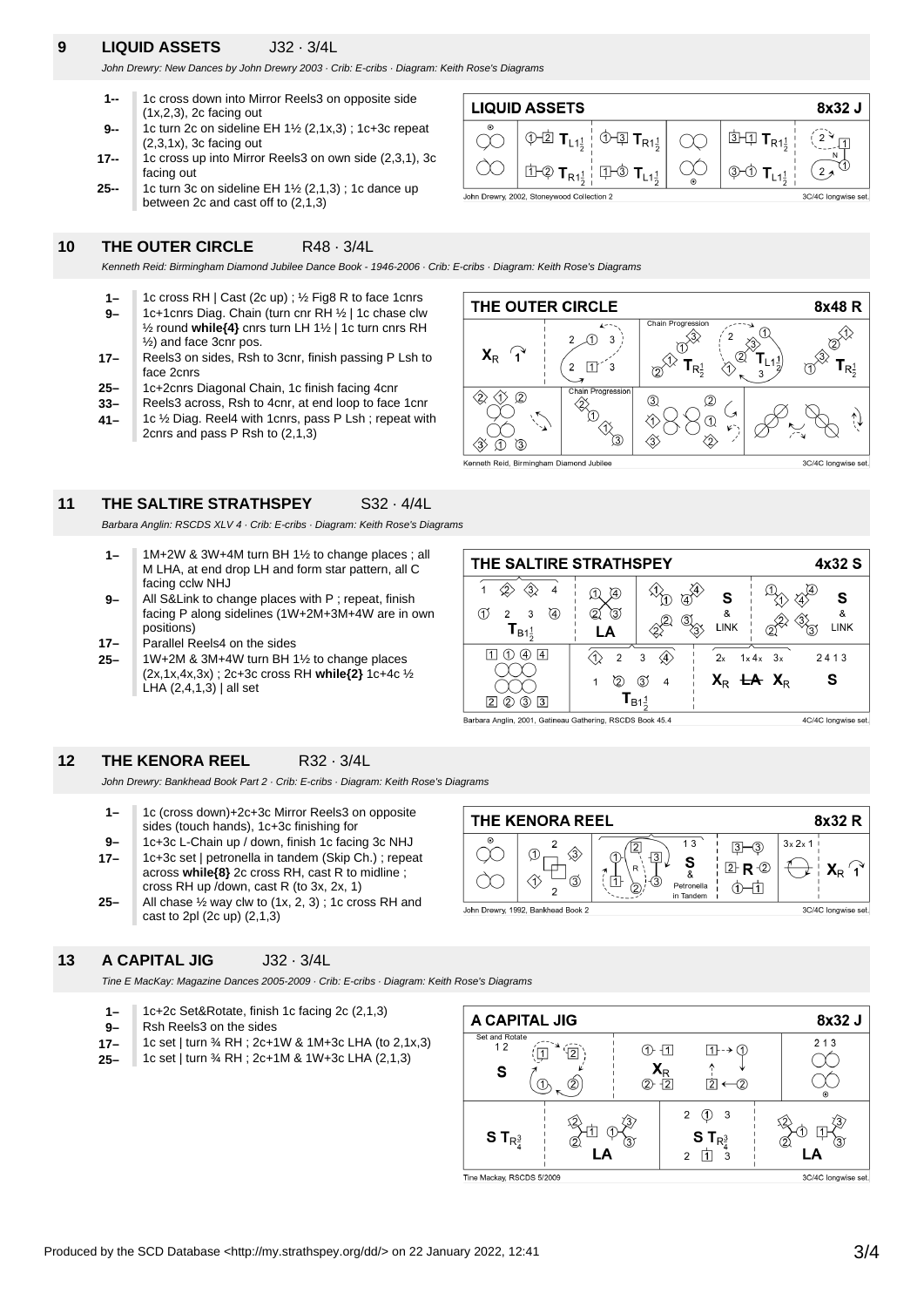## 9 LIQUID ASSETS J32 · 3/4L

*John Drewry: New Dances by John Drewry 2003 · Crib: E-cribs · Diagram: Keith Rose's Diagrams*

- **1--** 1c cross down into Mirror Reels3 on opposite side (1x,2,3), 2c facing out
- **9--** 1c turn 2c on sideline EH 1½ (2,1x,3) ; 1c+3c repeat (2,3,1x), 3c facing out
- **17--** 1c cross up into Mirror Reels3 on own side (2,3,1), 3c facing out
- **25--** 1c turn 3c on sideline EH 1½ (2,1,3) ; 1c dance up between 2c and cast off to (2,1,3)

## 10 THE OUTER CIRCLE R48 · 3/4L

*Kenneth Reid: Birmingham Diamond Jubilee Dance Book - 1946-2006 · Crib: E-cribs · Diagram: Keith Rose's Diagrams*

- **1–** 1c cross RH | Cast (2c up) ; ½ Fig8 R to face 1cnrs
- **9–** 1c+1cnrs Diag. Chain (turn cnr RH ½ | 1c chase clw ½ round **while{4}** cnrs turn LH 1½ | 1c turn cnrs RH ½) and face 3cnr pos.
- **17–** Reels3 on sides, Rsh to 3cnr, finish passing P Lsh to face 2cnrs
- **25–** 1c+2cnrs Diagonal Chain, 1c finish facing 4cnr
- **33–** Reels3 across, Rsh to 4cnr, at end loop to face 1cnr
- **41–** 1c ½ Diag. Reel4 with 1cnrs, pass P Lsh ; repeat with 2cnrs and pass P Rsh to (2,1,3)

## 11 THE SALTIRE STRATHSPEY S32 · 4/4L

*Barbara Anglin: RSCDS XLV 4 · Crib: E-cribs · Diagram: Keith Rose's Diagrams*

- **1–** 1M+2W & 3W+4M turn BH 1½ to change places ; all M LHA, at end drop LH and form star pattern, all C facing cclw NHJ
- **9–** All S&Link to change places with P ; repeat, finish facing P along sidelines (1W+2M+3M+4W are in own positions)
- **17–** Parallel Reels4 on the sides
- **25–** 1W+2M & 3M+4W turn BH 1½ to change places (2x,1x,4x,3x) ; 2c+3c cross RH **while{2}** 1c+4c ½ LHA (2,4,1,3) | all set

## 12 THE KENORA REEL R32 · 3/4L

*John Drewry: Bankhead Book Part 2 · Crib: E-cribs · Diagram: Keith Rose's Diagrams*

- **1–** 1c (cross down)+2c+3c Mirror Reels3 on opposite sides (touch hands), 1c+3c finishing for
- **9–** 1c+3c L-Chain up / down, finish 1c facing 3c NHJ
- **17–** 1c+3c set | petronella in tandem (Skip Ch.) ; repeat across **while{8}** 2c cross RH, cast R to midline ; cross RH up /down, cast R (to 3x, 2x, 1)
- **25–** All chase ½ way clw to (1x, 2, 3) ; 1c cross RH and cast to 2pl (2c up) (2,1,3)

## 13 A CAPITAL JIG J32 · 3/4L

*Tine E MacKay: Magazine Dances 2005-2009 · Crib: E-cribs · Diagram: Keith Rose's Diagrams*

- **1–** 1c+2c Set&Rotate, finish 1c facing 2c (2,1,3)
- **9–** Rsh Reels3 on the sides
- **17–** 1c set | turn ¾ RH ; 2c+1W & 1M+3c LHA (to 2,1x,3)
- **25–** 1c set | turn ¾ RH ; 2c+1M & 1W+3c LHA (2,1,3)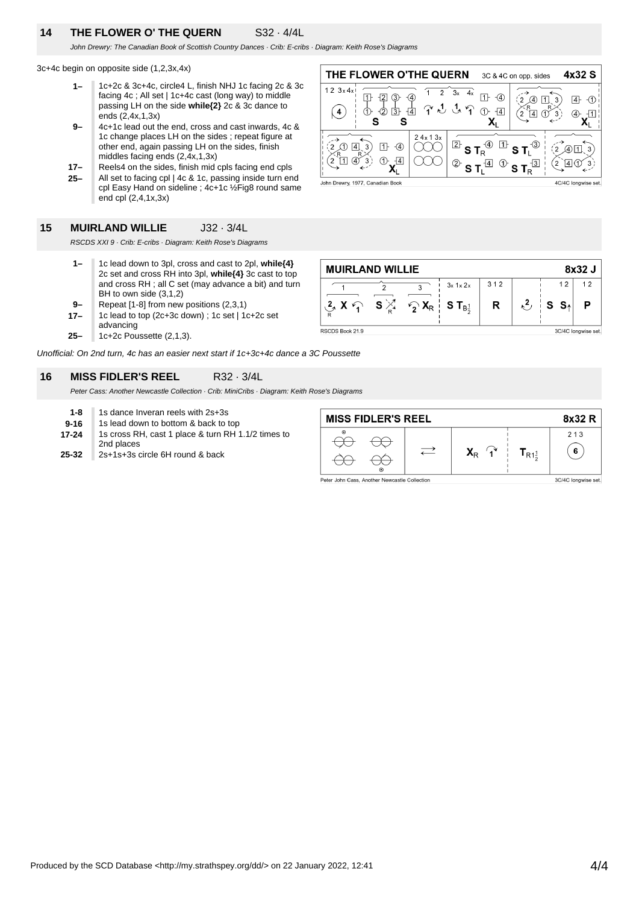## 14 THE FLOWER O' THE QUERN S32 · 4/4L

*John Drewry: The Canadian Book of Scottish Country Dances · Crib: E-cribs · Diagram: Keith Rose's Diagrams*

3c+4c begin on opposite side (1,2,3x,4x)

| | |
|---|---|
| **1–** | 1c+2c & 3c+4c, circle4 L, finish NHJ 1c facing 2c & 3c facing 4c ; All set \| 1c+4c cast (long way) to middle passing LH on the side **while{2}** 2c & 3c dance to ends (2,4x,1,3x) |
| **9–** | 4c+1c lead out the end, cross and cast inwards, 4c & 1c change places LH on the sides ; repeat figure at other end, again passing LH on the sides, finish middles facing ends (2,4x,1,3x) |
| **17–** | Reels4 on the sides, finish mid cpls facing end cpls |
| **25–** | All set to facing cpl \| 4c & 1c, passing inside turn end cpl Easy Hand on sideline ; 4c+1c ½Fig8 round same end cpl (2,4,1x,3x) |

THE FLOWER O'THE QUERN 3C & 4C on opp. sides 4x32 S

John Drewry, 1977, Canadian Book 4C/4C longwise set.

## 15 MUIRLAND WILLIE J32 · 3/4L

*RSCDS XXI 9 · Crib: E-cribs · Diagram: Keith Rose's Diagrams*

| | |
|---|---|
| **1–** | 1c lead down to 3pl, cross and cast to 2pl, **while{4}** 2c set and cross RH into 3pl, **while{4}** 3c cast to top and cross RH ; all C set (may advance a bit) and turn BH to own side (3,1,2) |
| **9–** | Repeat [1-8] from new positions (2,3,1) |
| **17–** | 1c lead to top (2c+3c down) ; 1c set \| 1c+2c set advancing |
| **25–** | 1c+2c Poussette (2,1,3). |

MUIRLAND WILLIE 8x32 J

RSCDS Book 21.9 3C/4C longwise set.

*Unofficial: On 2nd turn, 4c has an easier next start if 1c+3c+4c dance a 3C Poussette*

## 16 MISS FIDLER'S REEL R32 · 3/4L

*Peter Cass: Another Newcastle Collection · Crib: MiniCribs · Diagram: Keith Rose's Diagrams*

| | |
|---|---|
| **1-8** | 1s dance Inveran reels with 2s+3s |
| **9-16** | 1s lead down to bottom & back to top |
| **17-24** | 1s cross RH, cast 1 place & turn RH 1.1/2 times to 2nd places |
| **25-32** | 2s+1s+3s circle 6H round & back |

MISS FIDLER'S REEL 8x32 R

Peter John Cass, Another Newcastle Collection 3C/4C longwise set.

Produced by the SCD Database <http://my.strathspey.org/dd/> on 22 January 2022, 12:41